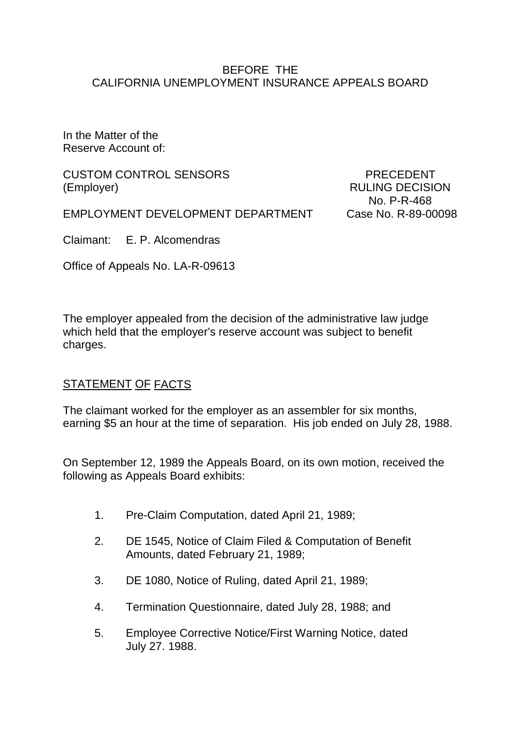BEFORE THE
CALIFORNIA UNEMPLOYMENT INSURANCE APPEALS BOARD

In the Matter of the
Reserve Account of:

CUSTOM CONTROL SENSORS (Employer)

EMPLOYMENT DEVELOPMENT DEPARTMENT

PRECEDENT
RULING DECISION
No. P-R-468
Case No. R-89-00098

Claimant: E. P. Alcomendras

Office of Appeals No. LA-R-09613

The employer appealed from the decision of the administrative law judge which held that the employer's reserve account was subject to benefit charges.

## STATEMENT OF FACTS

The claimant worked for the employer as an assembler for six months, earning $5 an hour at the time of separation. His job ended on July 28, 1988.

On September 12, 1989 the Appeals Board, on its own motion, received the following as Appeals Board exhibits:

1. Pre-Claim Computation, dated April 21, 1989;
2. DE 1545, Notice of Claim Filed & Computation of Benefit Amounts, dated February 21, 1989;
3. DE 1080, Notice of Ruling, dated April 21, 1989;
4. Termination Questionnaire, dated July 28, 1988; and
5. Employee Corrective Notice/First Warning Notice, dated July 27. 1988.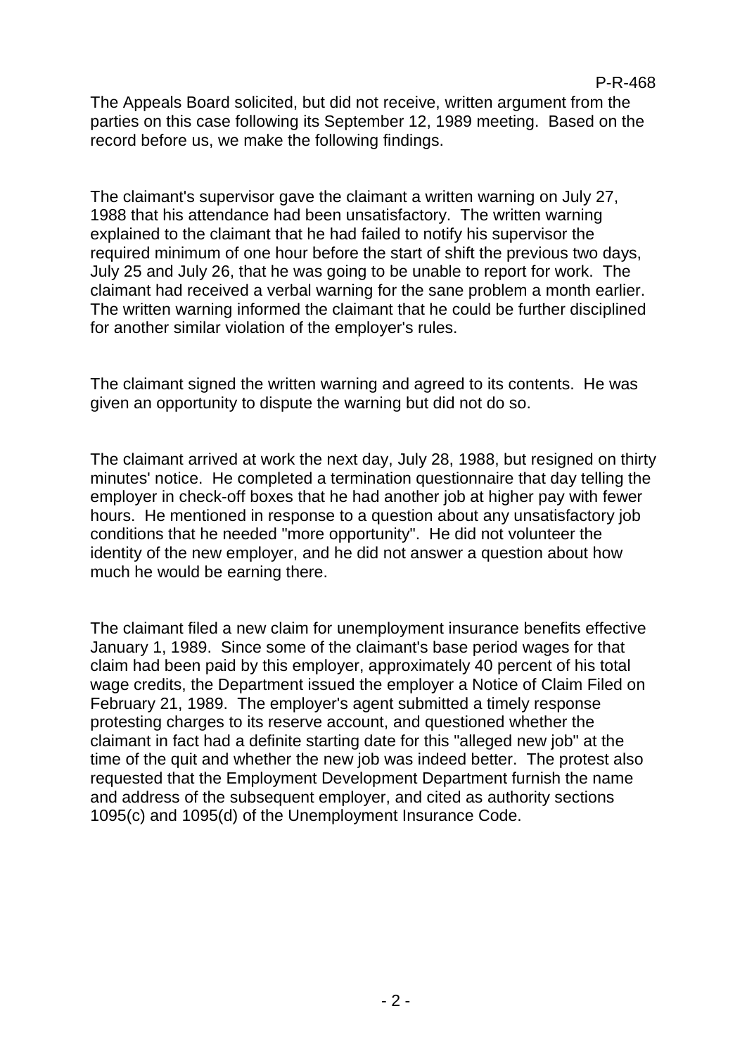The Appeals Board solicited, but did not receive, written argument from the parties on this case following its September 12, 1989 meeting. Based on the record before us, we make the following findings.

The claimant's supervisor gave the claimant a written warning on July 27, 1988 that his attendance had been unsatisfactory. The written warning explained to the claimant that he had failed to notify his supervisor the required minimum of one hour before the start of shift the previous two days, July 25 and July 26, that he was going to be unable to report for work. The claimant had received a verbal warning for the sane problem a month earlier. The written warning informed the claimant that he could be further disciplined for another similar violation of the employer's rules.

The claimant signed the written warning and agreed to its contents. He was given an opportunity to dispute the warning but did not do so.

The claimant arrived at work the next day, July 28, 1988, but resigned on thirty minutes' notice. He completed a termination questionnaire that day telling the employer in check-off boxes that he had another job at higher pay with fewer hours. He mentioned in response to a question about any unsatisfactory job conditions that he needed "more opportunity". He did not volunteer the identity of the new employer, and he did not answer a question about how much he would be earning there.

The claimant filed a new claim for unemployment insurance benefits effective January 1, 1989. Since some of the claimant's base period wages for that claim had been paid by this employer, approximately 40 percent of his total wage credits, the Department issued the employer a Notice of Claim Filed on February 21, 1989. The employer's agent submitted a timely response protesting charges to its reserve account, and questioned whether the claimant in fact had a definite starting date for this "alleged new job" at the time of the quit and whether the new job was indeed better. The protest also requested that the Employment Development Department furnish the name and address of the subsequent employer, and cited as authority sections 1095(c) and 1095(d) of the Unemployment Insurance Code.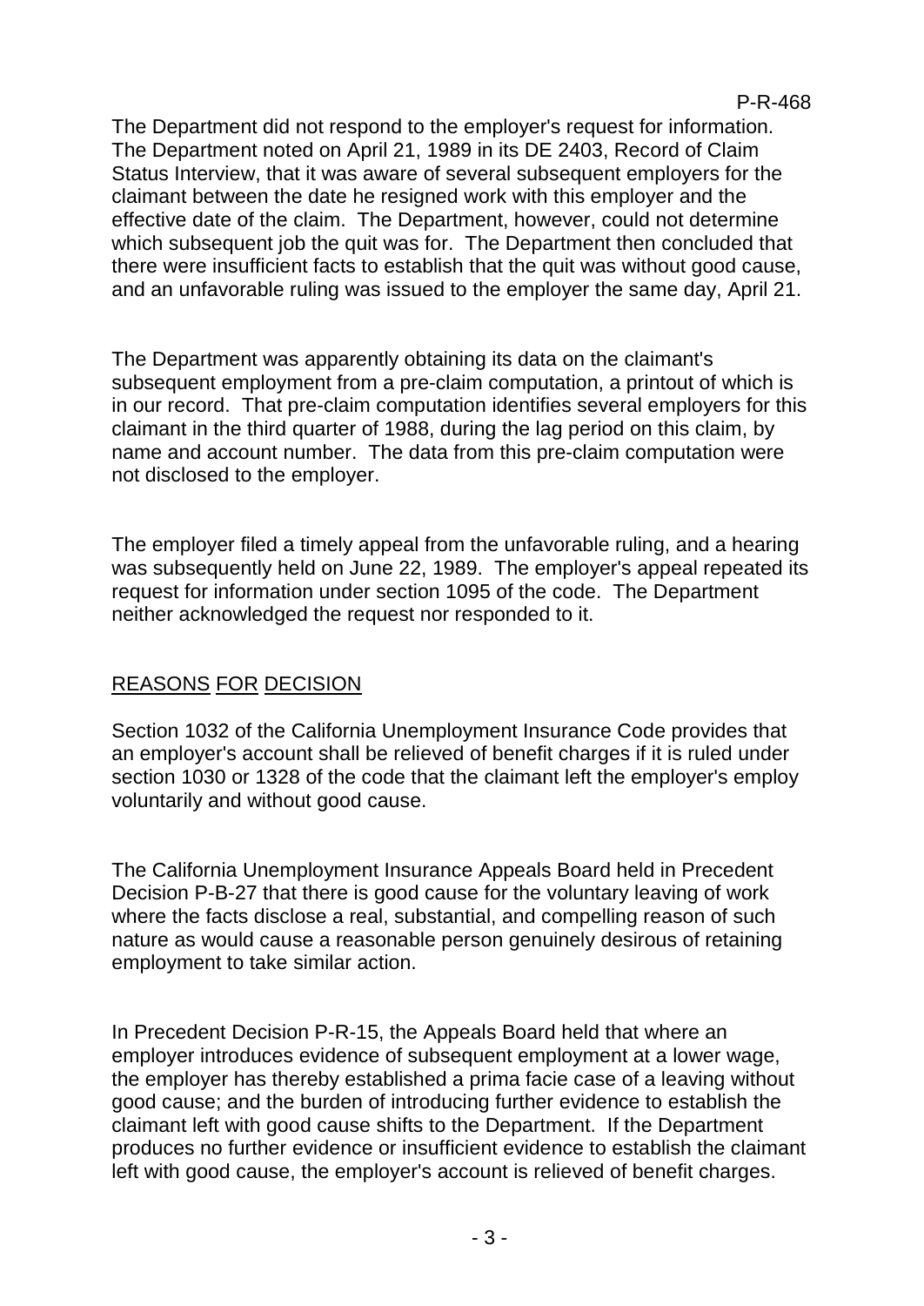The Department did not respond to the employer's request for information. The Department noted on April 21, 1989 in its DE 2403, Record of Claim Status Interview, that it was aware of several subsequent employers for the claimant between the date he resigned work with this employer and the effective date of the claim. The Department, however, could not determine which subsequent job the quit was for. The Department then concluded that there were insufficient facts to establish that the quit was without good cause, and an unfavorable ruling was issued to the employer the same day, April 21.

The Department was apparently obtaining its data on the claimant's subsequent employment from a pre-claim computation, a printout of which is in our record. That pre-claim computation identifies several employers for this claimant in the third quarter of 1988, during the lag period on this claim, by name and account number. The data from this pre-claim computation were not disclosed to the employer.

The employer filed a timely appeal from the unfavorable ruling, and a hearing was subsequently held on June 22, 1989. The employer's appeal repeated its request for information under section 1095 of the code. The Department neither acknowledged the request nor responded to it.

## REASONS FOR DECISION

Section 1032 of the California Unemployment Insurance Code provides that an employer's account shall be relieved of benefit charges if it is ruled under section 1030 or 1328 of the code that the claimant left the employer's employ voluntarily and without good cause.

The California Unemployment Insurance Appeals Board held in Precedent Decision P-B-27 that there is good cause for the voluntary leaving of work where the facts disclose a real, substantial, and compelling reason of such nature as would cause a reasonable person genuinely desirous of retaining employment to take similar action.

In Precedent Decision P-R-15, the Appeals Board held that where an employer introduces evidence of subsequent employment at a lower wage, the employer has thereby established a prima facie case of a leaving without good cause; and the burden of introducing further evidence to establish the claimant left with good cause shifts to the Department. If the Department produces no further evidence or insufficient evidence to establish the claimant left with good cause, the employer's account is relieved of benefit charges.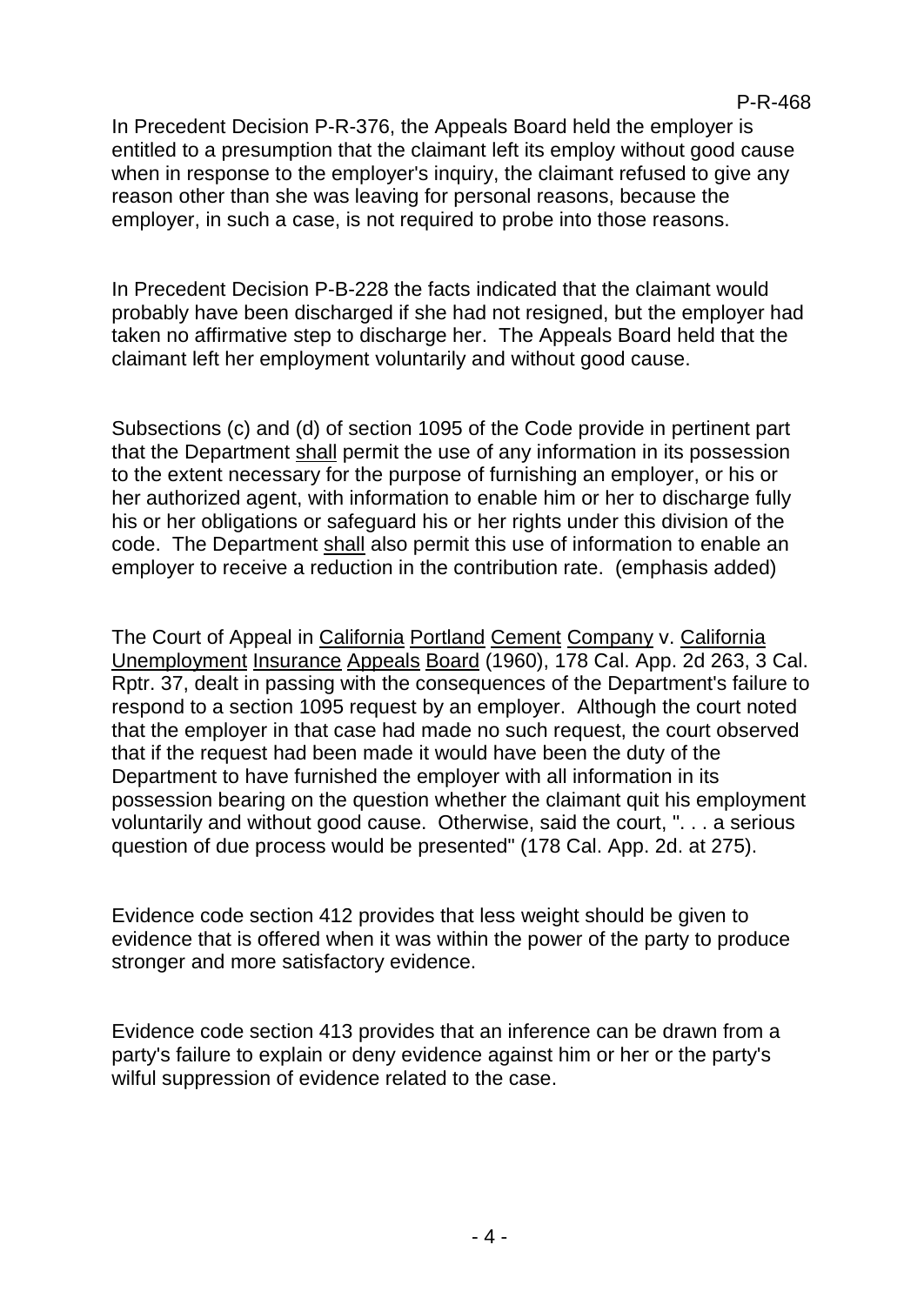In Precedent Decision P-R-376, the Appeals Board held the employer is entitled to a presumption that the claimant left its employ without good cause when in response to the employer's inquiry, the claimant refused to give any reason other than she was leaving for personal reasons, because the employer, in such a case, is not required to probe into those reasons.

In Precedent Decision P-B-228 the facts indicated that the claimant would probably have been discharged if she had not resigned, but the employer had taken no affirmative step to discharge her. The Appeals Board held that the claimant left her employment voluntarily and without good cause.

Subsections (c) and (d) of section 1095 of the Code provide in pertinent part that the Department shall permit the use of any information in its possession to the extent necessary for the purpose of furnishing an employer, or his or her authorized agent, with information to enable him or her to discharge fully his or her obligations or safeguard his or her rights under this division of the code. The Department shall also permit this use of information to enable an employer to receive a reduction in the contribution rate. (emphasis added)

The Court of Appeal in California Portland Cement Company v. California Unemployment Insurance Appeals Board (1960), 178 Cal. App. 2d 263, 3 Cal. Rptr. 37, dealt in passing with the consequences of the Department's failure to respond to a section 1095 request by an employer. Although the court noted that the employer in that case had made no such request, the court observed that if the request had been made it would have been the duty of the Department to have furnished the employer with all information in its possession bearing on the question whether the claimant quit his employment voluntarily and without good cause. Otherwise, said the court, ". . . a serious question of due process would be presented" (178 Cal. App. 2d. at 275).

Evidence code section 412 provides that less weight should be given to evidence that is offered when it was within the power of the party to produce stronger and more satisfactory evidence.

Evidence code section 413 provides that an inference can be drawn from a party's failure to explain or deny evidence against him or her or the party's wilful suppression of evidence related to the case.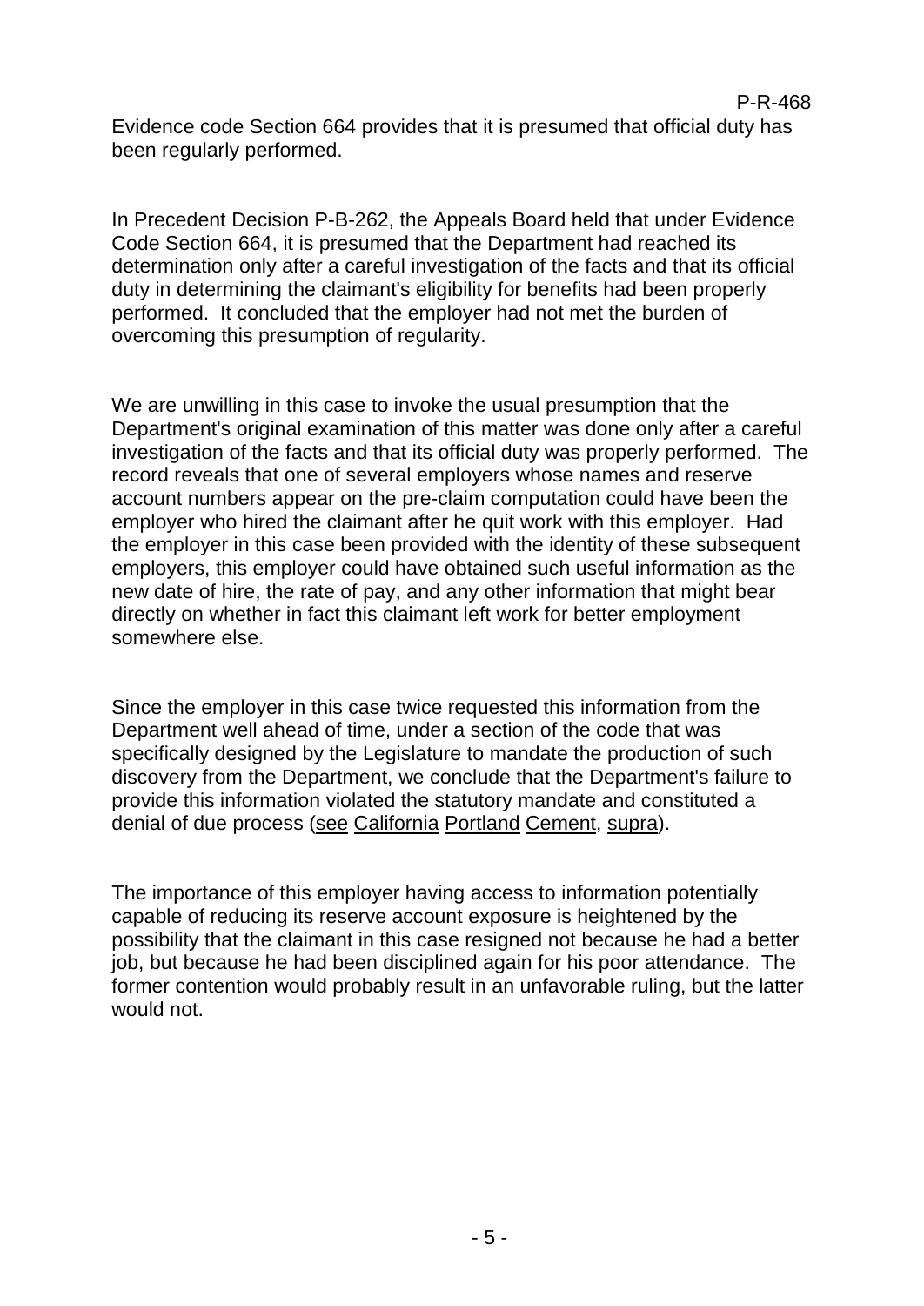Evidence code Section 664 provides that it is presumed that official duty has been regularly performed.

In Precedent Decision P-B-262, the Appeals Board held that under Evidence Code Section 664, it is presumed that the Department had reached its determination only after a careful investigation of the facts and that its official duty in determining the claimant's eligibility for benefits had been properly performed. It concluded that the employer had not met the burden of overcoming this presumption of regularity.

We are unwilling in this case to invoke the usual presumption that the Department's original examination of this matter was done only after a careful investigation of the facts and that its official duty was properly performed. The record reveals that one of several employers whose names and reserve account numbers appear on the pre-claim computation could have been the employer who hired the claimant after he quit work with this employer. Had the employer in this case been provided with the identity of these subsequent employers, this employer could have obtained such useful information as the new date of hire, the rate of pay, and any other information that might bear directly on whether in fact this claimant left work for better employment somewhere else.

Since the employer in this case twice requested this information from the Department well ahead of time, under a section of the code that was specifically designed by the Legislature to mandate the production of such discovery from the Department, we conclude that the Department's failure to provide this information violated the statutory mandate and constituted a denial of due process (<u>see</u> <u>California</u> <u>Portland</u> <u>Cement</u>, <u>supra</u>).

The importance of this employer having access to information potentially capable of reducing its reserve account exposure is heightened by the possibility that the claimant in this case resigned not because he had a better job, but because he had been disciplined again for his poor attendance. The former contention would probably result in an unfavorable ruling, but the latter would not.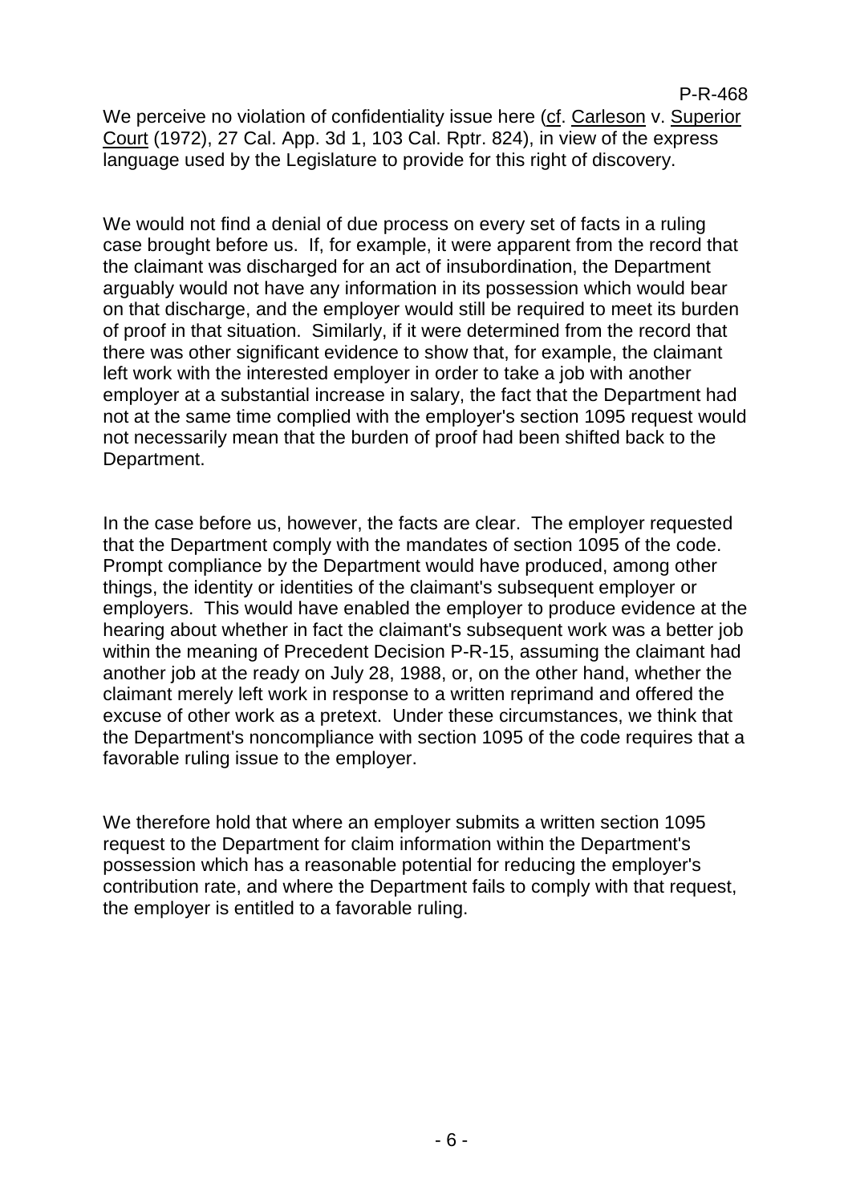We perceive no violation of confidentiality issue here (cf. Carleson v. Superior Court (1972), 27 Cal. App. 3d 1, 103 Cal. Rptr. 824), in view of the express language used by the Legislature to provide for this right of discovery.

We would not find a denial of due process on every set of facts in a ruling case brought before us. If, for example, it were apparent from the record that the claimant was discharged for an act of insubordination, the Department arguably would not have any information in its possession which would bear on that discharge, and the employer would still be required to meet its burden of proof in that situation. Similarly, if it were determined from the record that there was other significant evidence to show that, for example, the claimant left work with the interested employer in order to take a job with another employer at a substantial increase in salary, the fact that the Department had not at the same time complied with the employer's section 1095 request would not necessarily mean that the burden of proof had been shifted back to the Department.

In the case before us, however, the facts are clear. The employer requested that the Department comply with the mandates of section 1095 of the code. Prompt compliance by the Department would have produced, among other things, the identity or identities of the claimant's subsequent employer or employers. This would have enabled the employer to produce evidence at the hearing about whether in fact the claimant's subsequent work was a better job within the meaning of Precedent Decision P-R-15, assuming the claimant had another job at the ready on July 28, 1988, or, on the other hand, whether the claimant merely left work in response to a written reprimand and offered the excuse of other work as a pretext. Under these circumstances, we think that the Department's noncompliance with section 1095 of the code requires that a favorable ruling issue to the employer.

We therefore hold that where an employer submits a written section 1095 request to the Department for claim information within the Department's possession which has a reasonable potential for reducing the employer's contribution rate, and where the Department fails to comply with that request, the employer is entitled to a favorable ruling.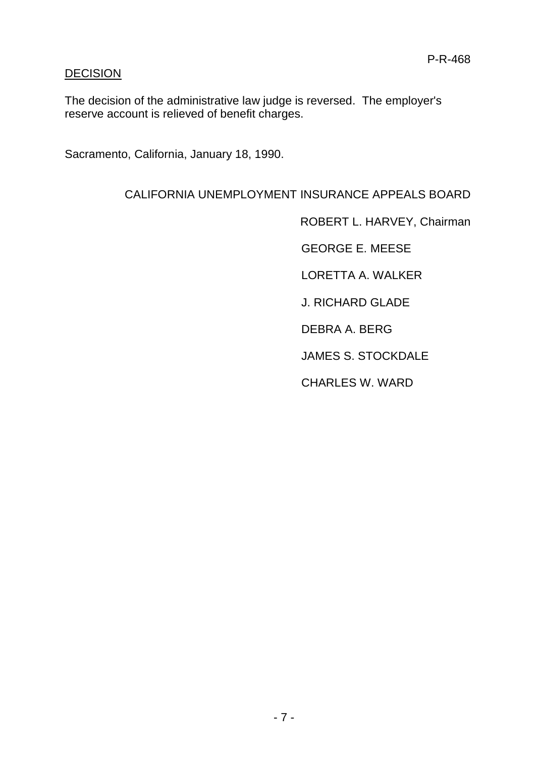P-R-468

DECISION

The decision of the administrative law judge is reversed. The employer's reserve account is relieved of benefit charges.

Sacramento, California, January 18, 1990.

CALIFORNIA UNEMPLOYMENT INSURANCE APPEALS BOARD

ROBERT L. HARVEY, Chairman

GEORGE E. MEESE

LORETTA A. WALKER

J. RICHARD GLADE

DEBRA A. BERG

JAMES S. STOCKDALE

CHARLES W. WARD